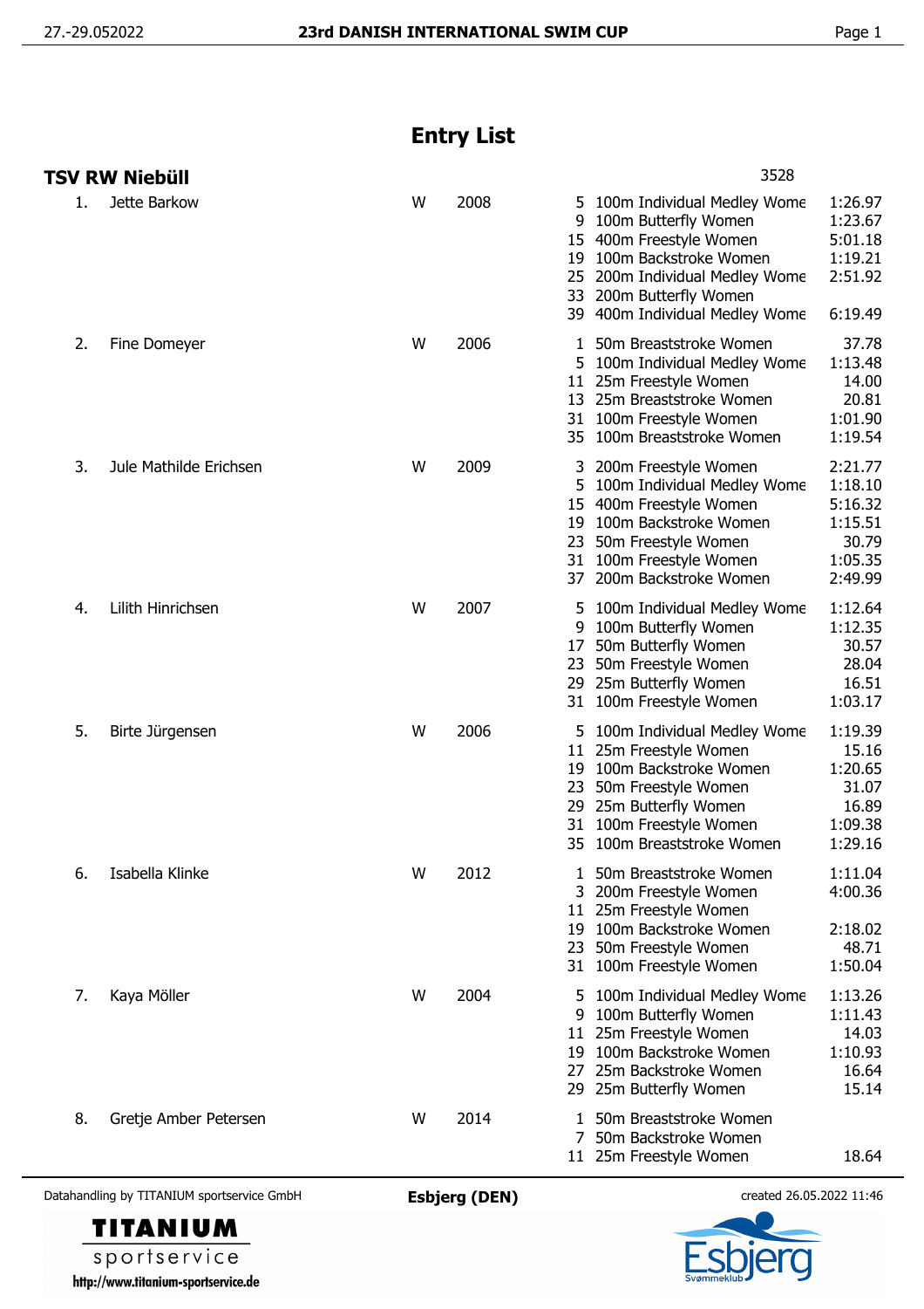# Entry List

## TSV RW Niebüll

3528

| No. | Name | Sex | Year | Event | Discipline | Time |
|---|---|---|---|---|---|---|
| 1. | Jette Barkow | W | 2008 | 5 | 100m Individual Medley Wome | 1:26.97 |
| | | | | 9 | 100m Butterfly Women | 1:23.67 |
| | | | | 15 | 400m Freestyle Women | 5:01.18 |
| | | | | 19 | 100m Backstroke Women | 1:19.21 |
| | | | | 25 | 200m Individual Medley Wome | 2:51.92 |
| | | | | 33 | 200m Butterfly Women | |
| | | | | 39 | 400m Individual Medley Wome | 6:19.49 |
| 2. | Fine Domeyer | W | 2006 | 1 | 50m Breaststroke Women | 37.78 |
| | | | | 5 | 100m Individual Medley Wome | 1:13.48 |
| | | | | 11 | 25m Freestyle Women | 14.00 |
| | | | | 13 | 25m Breaststroke Women | 20.81 |
| | | | | 31 | 100m Freestyle Women | 1:01.90 |
| | | | | 35 | 100m Breaststroke Women | 1:19.54 |
| 3. | Jule Mathilde Erichsen | W | 2009 | 3 | 200m Freestyle Women | 2:21.77 |
| | | | | 5 | 100m Individual Medley Wome | 1:18.10 |
| | | | | 15 | 400m Freestyle Women | 5:16.32 |
| | | | | 19 | 100m Backstroke Women | 1:15.51 |
| | | | | 23 | 50m Freestyle Women | 30.79 |
| | | | | 31 | 100m Freestyle Women | 1:05.35 |
| | | | | 37 | 200m Backstroke Women | 2:49.99 |
| 4. | Lilith Hinrichsen | W | 2007 | 5 | 100m Individual Medley Wome | 1:12.64 |
| | | | | 9 | 100m Butterfly Women | 1:12.35 |
| | | | | 17 | 50m Butterfly Women | 30.57 |
| | | | | 23 | 50m Freestyle Women | 28.04 |
| | | | | 29 | 25m Butterfly Women | 16.51 |
| | | | | 31 | 100m Freestyle Women | 1:03.17 |
| 5. | Birte Jürgensen | W | 2006 | 5 | 100m Individual Medley Wome | 1:19.39 |
| | | | | 11 | 25m Freestyle Women | 15.16 |
| | | | | 19 | 100m Backstroke Women | 1:20.65 |
| | | | | 23 | 50m Freestyle Women | 31.07 |
| | | | | 29 | 25m Butterfly Women | 16.89 |
| | | | | 31 | 100m Freestyle Women | 1:09.38 |
| | | | | 35 | 100m Breaststroke Women | 1:29.16 |
| 6. | Isabella Klinke | W | 2012 | 1 | 50m Breaststroke Women | 1:11.04 |
| | | | | 3 | 200m Freestyle Women | 4:00.36 |
| | | | | 11 | 25m Freestyle Women | |
| | | | | 19 | 100m Backstroke Women | 2:18.02 |
| | | | | 23 | 50m Freestyle Women | 48.71 |
| | | | | 31 | 100m Freestyle Women | 1:50.04 |
| 7. | Kaya Möller | W | 2004 | 5 | 100m Individual Medley Wome | 1:13.26 |
| | | | | 9 | 100m Butterfly Women | 1:11.43 |
| | | | | 11 | 25m Freestyle Women | 14.03 |
| | | | | 19 | 100m Backstroke Women | 1:10.93 |
| | | | | 27 | 25m Backstroke Women | 16.64 |
| | | | | 29 | 25m Butterfly Women | 15.14 |
| 8. | Gretje Amber Petersen | W | 2014 | 1 | 50m Breaststroke Women | |
| | | | | 7 | 50m Backstroke Women | |
| | | | | 11 | 25m Freestyle Women | 18.64 |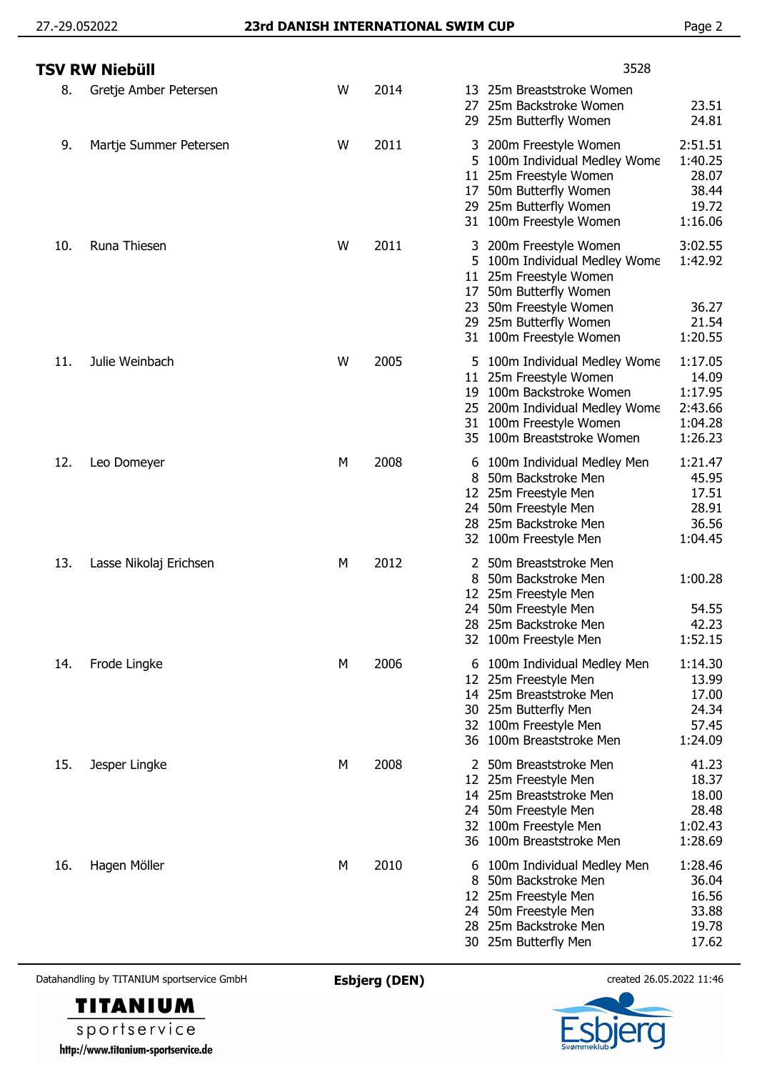## TSV RW Niebüll

3528

| No. | Name | Sex | Year | Event | Time |
|---|---|---|---|---|---|
| 8. | Gretje Amber Petersen | W | 2014 | 13 25m Breaststroke Women | |
| | | | | 27 25m Backstroke Women | 23.51 |
| | | | | 29 25m Butterfly Women | 24.81 |
| 9. | Martje Summer Petersen | W | 2011 | 3 200m Freestyle Women | 2:51.51 |
| | | | | 5 100m Individual Medley Wome | 1:40.25 |
| | | | | 11 25m Freestyle Women | 28.07 |
| | | | | 17 50m Butterfly Women | 38.44 |
| | | | | 29 25m Butterfly Women | 19.72 |
| | | | | 31 100m Freestyle Women | 1:16.06 |
| 10. | Runa Thiesen | W | 2011 | 3 200m Freestyle Women | 3:02.55 |
| | | | | 5 100m Individual Medley Wome | 1:42.92 |
| | | | | 11 25m Freestyle Women | |
| | | | | 17 50m Butterfly Women | |
| | | | | 23 50m Freestyle Women | 36.27 |
| | | | | 29 25m Butterfly Women | 21.54 |
| | | | | 31 100m Freestyle Women | 1:20.55 |
| 11. | Julie Weinbach | W | 2005 | 5 100m Individual Medley Wome | 1:17.05 |
| | | | | 11 25m Freestyle Women | 14.09 |
| | | | | 19 100m Backstroke Women | 1:17.95 |
| | | | | 25 200m Individual Medley Wome | 2:43.66 |
| | | | | 31 100m Freestyle Women | 1:04.28 |
| | | | | 35 100m Breaststroke Women | 1:26.23 |
| 12. | Leo Domeyer | M | 2008 | 6 100m Individual Medley Men | 1:21.47 |
| | | | | 8 50m Backstroke Men | 45.95 |
| | | | | 12 25m Freestyle Men | 17.51 |
| | | | | 24 50m Freestyle Men | 28.91 |
| | | | | 28 25m Backstroke Men | 36.56 |
| | | | | 32 100m Freestyle Men | 1:04.45 |
| 13. | Lasse Nikolaj Erichsen | M | 2012 | 2 50m Breaststroke Men | |
| | | | | 8 50m Backstroke Men | 1:00.28 |
| | | | | 12 25m Freestyle Men | |
| | | | | 24 50m Freestyle Men | 54.55 |
| | | | | 28 25m Backstroke Men | 42.23 |
| | | | | 32 100m Freestyle Men | 1:52.15 |
| 14. | Frode Lingke | M | 2006 | 6 100m Individual Medley Men | 1:14.30 |
| | | | | 12 25m Freestyle Men | 13.99 |
| | | | | 14 25m Breaststroke Men | 17.00 |
| | | | | 30 25m Butterfly Men | 24.34 |
| | | | | 32 100m Freestyle Men | 57.45 |
| | | | | 36 100m Breaststroke Men | 1:24.09 |
| 15. | Jesper Lingke | M | 2008 | 2 50m Breaststroke Men | 41.23 |
| | | | | 12 25m Freestyle Men | 18.37 |
| | | | | 14 25m Breaststroke Men | 18.00 |
| | | | | 24 50m Freestyle Men | 28.48 |
| | | | | 32 100m Freestyle Men | 1:02.43 |
| | | | | 36 100m Breaststroke Men | 1:28.69 |
| 16. | Hagen Möller | M | 2010 | 6 100m Individual Medley Men | 1:28.46 |
| | | | | 8 50m Backstroke Men | 36.04 |
| | | | | 12 25m Freestyle Men | 16.56 |
| | | | | 24 50m Freestyle Men | 33.88 |
| | | | | 28 25m Backstroke Men | 19.78 |
| | | | | 30 25m Butterfly Men | 17.62 |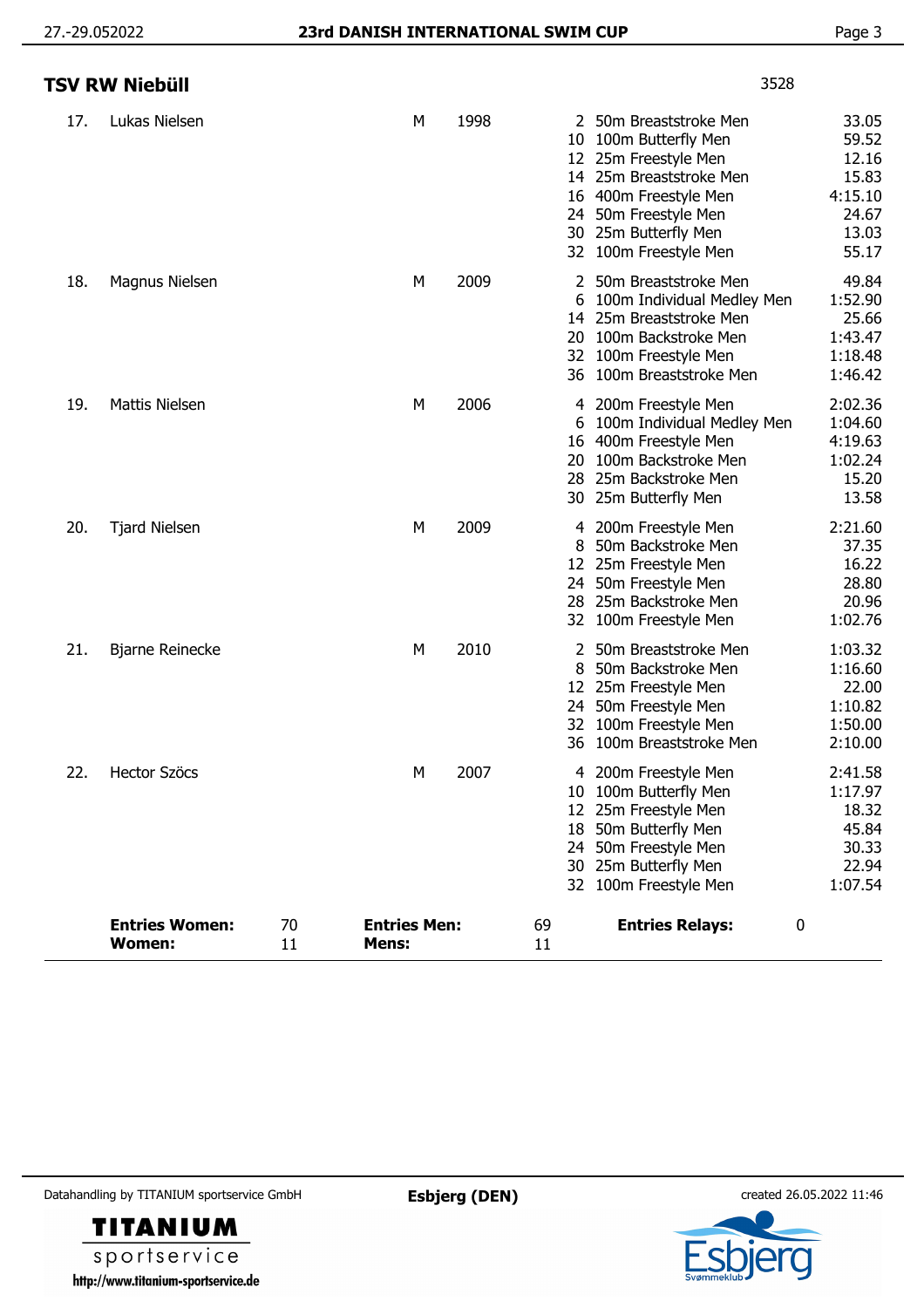## TSV RW Niebüll

3528

| | | | | | | |
|---|---|---|---|---|---|---|
| 17. | Lukas Nielsen | M | 1998 | 2 | 50m Breaststroke Men | 33.05 |
| | | | | 10 | 100m Butterfly Men | 59.52 |
| | | | | 12 | 25m Freestyle Men | 12.16 |
| | | | | 14 | 25m Breaststroke Men | 15.83 |
| | | | | 16 | 400m Freestyle Men | 4:15.10 |
| | | | | 24 | 50m Freestyle Men | 24.67 |
| | | | | 30 | 25m Butterfly Men | 13.03 |
| | | | | 32 | 100m Freestyle Men | 55.17 |
| 18. | Magnus Nielsen | M | 2009 | 2 | 50m Breaststroke Men | 49.84 |
| | | | | 6 | 100m Individual Medley Men | 1:52.90 |
| | | | | 14 | 25m Breaststroke Men | 25.66 |
| | | | | 20 | 100m Backstroke Men | 1:43.47 |
| | | | | 32 | 100m Freestyle Men | 1:18.48 |
| | | | | 36 | 100m Breaststroke Men | 1:46.42 |
| 19. | Mattis Nielsen | M | 2006 | 4 | 200m Freestyle Men | 2:02.36 |
| | | | | 6 | 100m Individual Medley Men | 1:04.60 |
| | | | | 16 | 400m Freestyle Men | 4:19.63 |
| | | | | 20 | 100m Backstroke Men | 1:02.24 |
| | | | | 28 | 25m Backstroke Men | 15.20 |
| | | | | 30 | 25m Butterfly Men | 13.58 |
| 20. | Tjard Nielsen | M | 2009 | 4 | 200m Freestyle Men | 2:21.60 |
| | | | | 8 | 50m Backstroke Men | 37.35 |
| | | | | 12 | 25m Freestyle Men | 16.22 |
| | | | | 24 | 50m Freestyle Men | 28.80 |
| | | | | 28 | 25m Backstroke Men | 20.96 |
| | | | | 32 | 100m Freestyle Men | 1:02.76 |
| 21. | Bjarne Reinecke | M | 2010 | 2 | 50m Breaststroke Men | 1:03.32 |
| | | | | 8 | 50m Backstroke Men | 1:16.60 |
| | | | | 12 | 25m Freestyle Men | 22.00 |
| | | | | 24 | 50m Freestyle Men | 1:10.82 |
| | | | | 32 | 100m Freestyle Men | 1:50.00 |
| | | | | 36 | 100m Breaststroke Men | 2:10.00 |
| 22. | Hector Szöcs | M | 2007 | 4 | 200m Freestyle Men | 2:41.58 |
| | | | | 10 | 100m Butterfly Men | 1:17.97 |
| | | | | 12 | 25m Freestyle Men | 18.32 |
| | | | | 18 | 50m Butterfly Men | 45.84 |
| | | | | 24 | 50m Freestyle Men | 30.33 |
| | | | | 30 | 25m Butterfly Men | 22.94 |
| | | | | 32 | 100m Freestyle Men | 1:07.54 |

| | | | | | |
|---|---|---|---|---|---|
| **Entries Women:** | 70 | **Entries Men:** | 69 | **Entries Relays:** | 0 |
| **Women:** | 11 | **Mens:** | 11 | | |